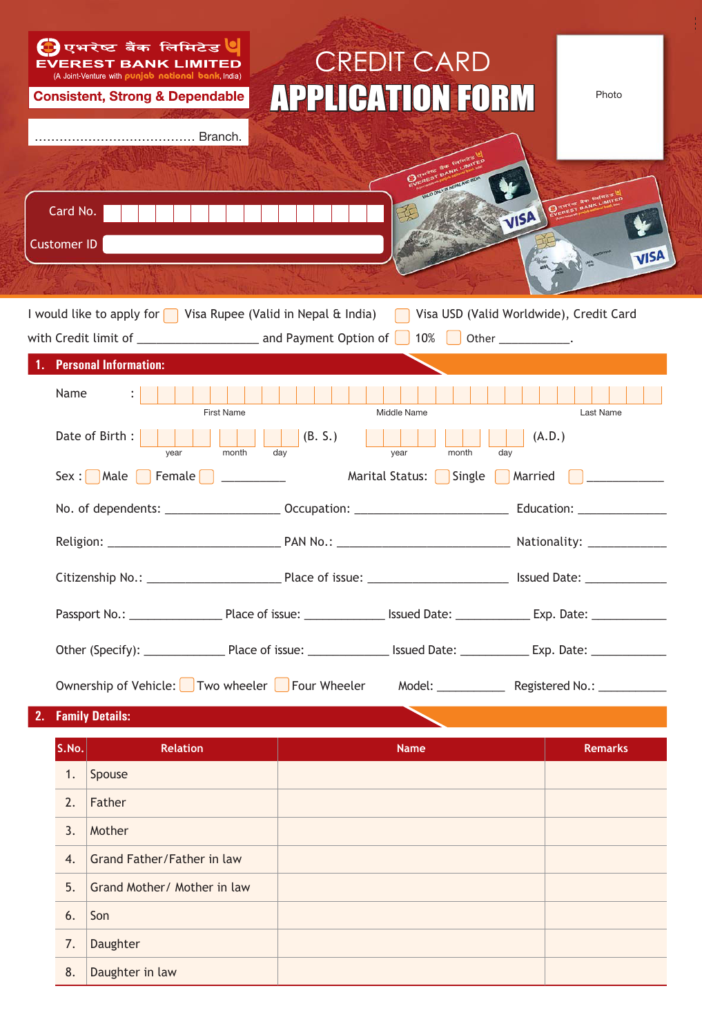एभरेष्ट बैंक लिमिटेड

EVEREST BANK LIMITED

(A Joint-Venture with punjab national bank, India)

Consistent, Strong & Dependable

....................................... Branch.

# CREDIT CARD APPLICATION FORM

Photo

Card No.

Customer ID

I would like to apply for ☐ Visa Rupee (Valid in Nepal & India) ☐ Visa USD (Valid Worldwide), Credit Card with Credit limit of ____________ and Payment Option of ☐ 10% ☐ Other ___________.

## 1. Personal Information:

Name : First Name Middle Name Last Name

Date of Birth : year month day (B. S.) year month day (A.D.)

Sex : Male ☐ Female ☐ __________ Marital Status: Single ☐ Married ☐ __________

No. of dependents: ______________ Occupation: ______________ Education: ______________

Religion: ______________ PAN No.: ______________ Nationality: ______________

Citizenship No.: ______________ Place of issue: ______________ Issued Date: ______________

Passport No.: ______________ Place of issue: ______________ Issued Date: ______________ Exp. Date: ______________

Other (Specify): ______________ Place of issue: ______________ Issued Date: ______________ Exp. Date: ______________

Ownership of Vehicle: ☐ Two wheeler ☐ Four Wheeler Model: ___________ Registered No.: ___________

## 2. Family Details:

| S.No. | Relation | Name | Remarks |
|---|---|---|---|
| 1. | Spouse | | |
| 2. | Father | | |
| 3. | Mother | | |
| 4. | Grand Father/Father in law | | |
| 5. | Grand Mother/ Mother in law | | |
| 6. | Son | | |
| 7. | Daughter | | |
| 8. | Daughter in law | | |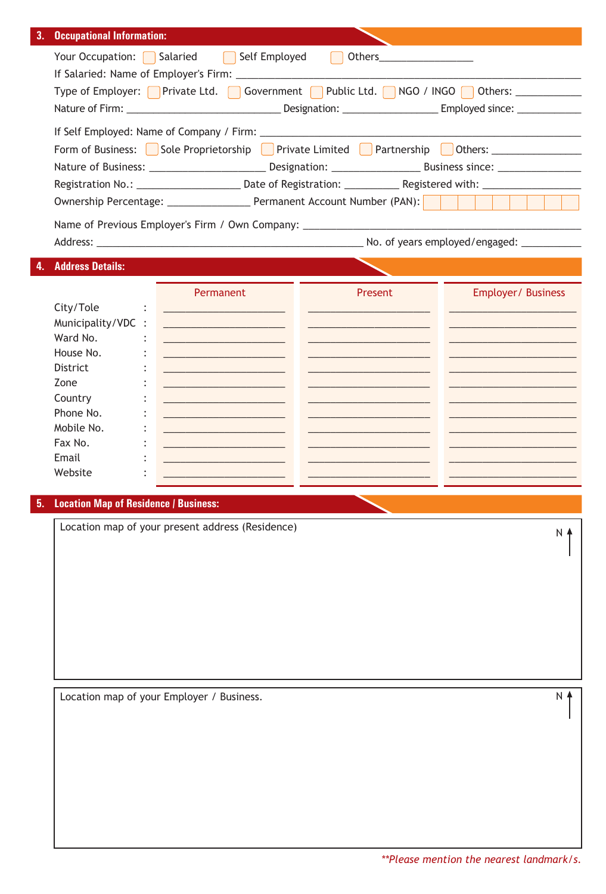## 3. Occupational Information:

Your Occupation: ☐ Salaried ☐ Self Employed ☐ Others_________________

If Salaried: Name of Employer's Firm: ______________________________________________

Type of Employer: ☐ Private Ltd. ☐ Government ☐ Public Ltd. ☐ NGO / INGO ☐ Others: ____________

Nature of Firm: ____________________________ Designation: _________________ Employed since: ____________

If Self Employed: Name of Company / Firm: ______________________________________________

Form of Business: ☐ Sole Proprietorship ☐ Private Limited ☐ Partnership ☐ Others: ________________

Nature of Business: _____________________ Designation: ________________ Business since: _______________

Registration No.: ___________________ Date of Registration: __________ Registered with: _________________

Ownership Percentage: _______________ Permanent Account Number (PAN): ☐☐☐☐☐☐☐☐☐

Name of Previous Employer's Firm / Own Company: ______________________________________________

Address: _________________________________________________ No. of years employed/engaged: ___________

## 4. Address Details:

| | Permanent | Present | Employer/ Business |
|---|---|---|---|
| City/Tole : | | | |
| Municipality/VDC : | | | |
| Ward No. : | | | |
| House No. : | | | |
| District : | | | |
| Zone : | | | |
| Country : | | | |
| Phone No. : | | | |
| Mobile No. : | | | |
| Fax No. : | | | |
| Email : | | | |
| Website : | | | |

## 5. Location Map of Residence / Business:

Location map of your present address (Residence)

N ↑

Location map of your Employer / Business.

N ↑

*\*\*Please mention the nearest landmark/s.*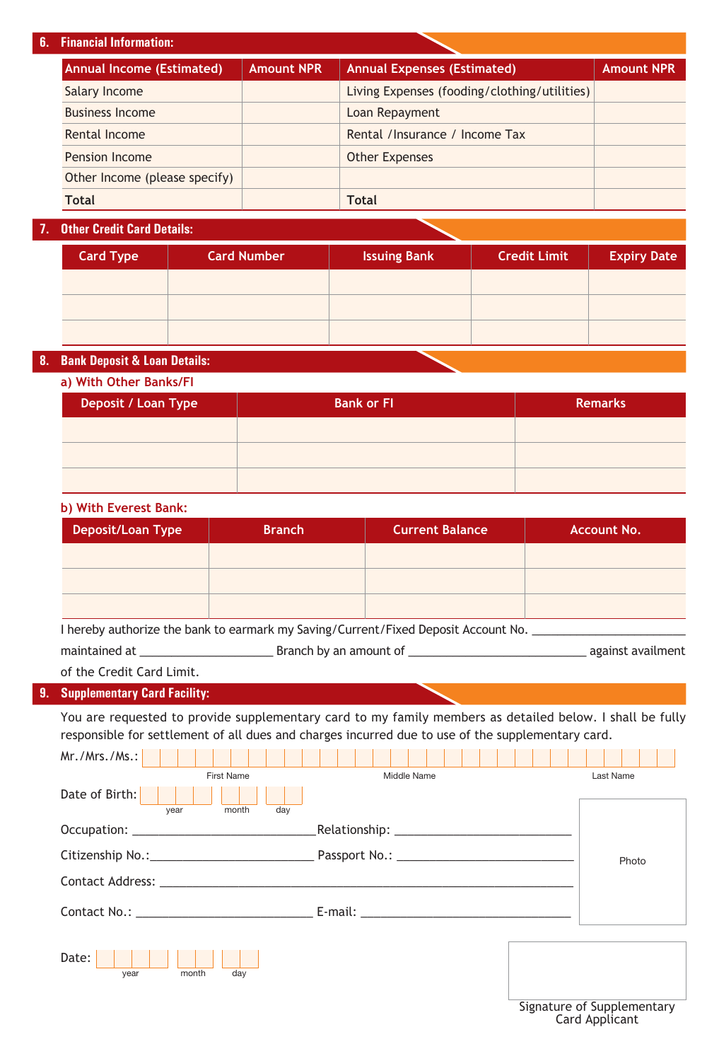## 6. Financial Information:

| Annual Income (Estimated) | Amount NPR | Annual Expenses (Estimated) | Amount NPR |
|---|---|---|---|
| Salary Income | | Living Expenses (fooding/clothing/utilities) | |
| Business Income | | Loan Repayment | |
| Rental Income | | Rental /Insurance / Income Tax | |
| Pension Income | | Other Expenses | |
| Other Income (please specify) | | | |
| **Total** | | **Total** | |

## 7. Other Credit Card Details:

| Card Type | Card Number | Issuing Bank | Credit Limit | Expiry Date |
|---|---|---|---|---|
| | | | | |
| | | | | |
| | | | | |

## 8. Bank Deposit & Loan Details:

### a) With Other Banks/FI

| Deposit / Loan Type | Bank or FI | Remarks |
|---|---|---|
| | | |
| | | |
| | | |

### b) With Everest Bank:

| Deposit/Loan Type | Branch | Current Balance | Account No. |
|---|---|---|---|
| | | | |
| | | | |
| | | | |

I hereby authorize the bank to earmark my Saving/Current/Fixed Deposit Account No. ________________________ maintained at ____________________ Branch by an amount of ___________________________ against availment of the Credit Card Limit.

## 9. Supplementary Card Facility:

You are requested to provide supplementary card to my family members as detailed below. I shall be fully responsible for settlement of all dues and charges incurred due to use of the supplementary card.

Mr./Mrs./Ms.: ______________________________
First Name &nbsp;&nbsp;&nbsp; Middle Name &nbsp;&nbsp;&nbsp; Last Name

Date of Birth: ____ ____ ____
year &nbsp; month &nbsp; day

Occupation: ____________________________ Relationship: ___________________________

Citizenship No.:_________________________ Passport No.: ____________________________

Contact Address: _________________________________________________________________

Contact No.: ___________________________ E-mail: _________________________________

Photo

Date: ____ ____ ____
year &nbsp; month &nbsp; day

Signature of Supplementary Card Applicant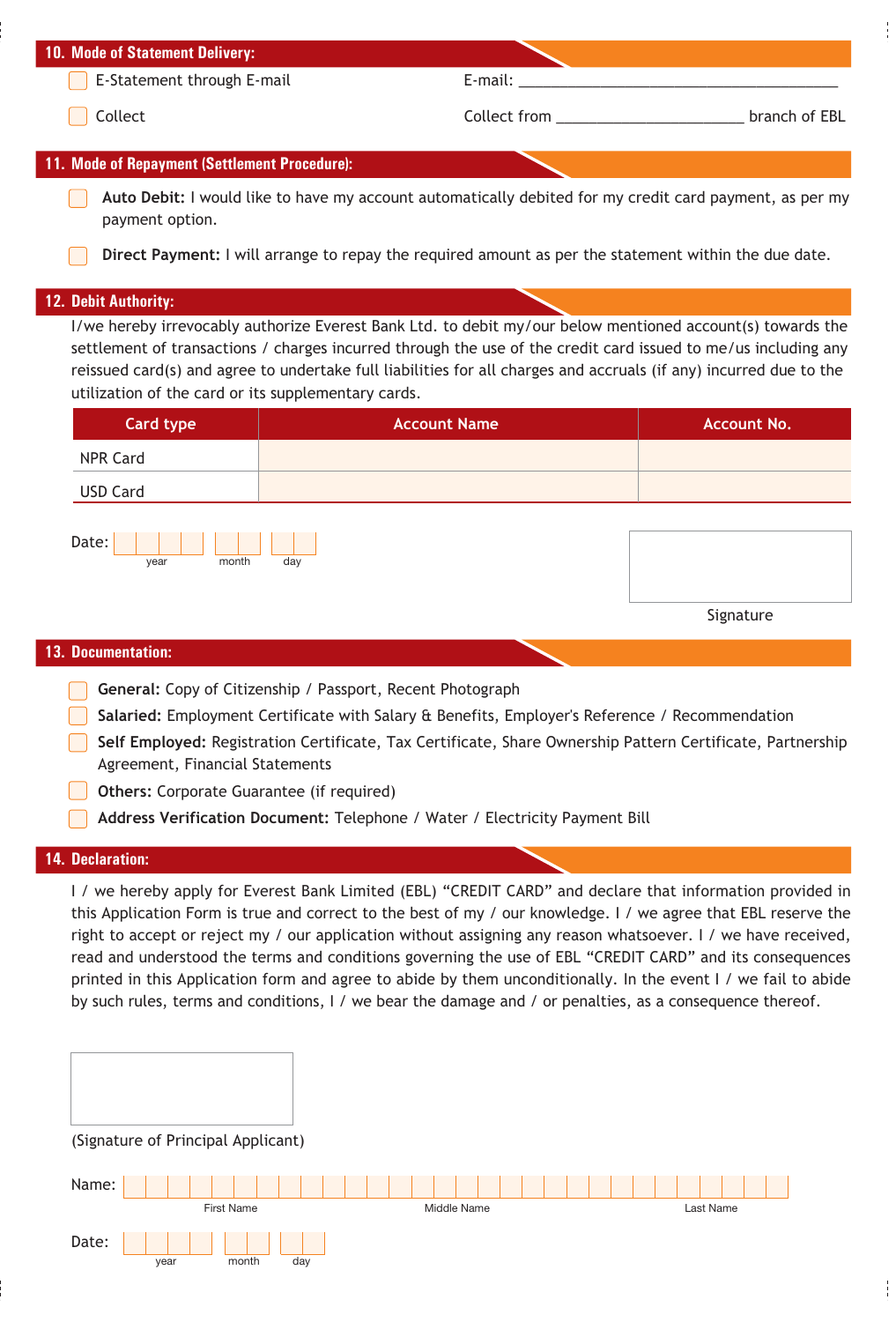## 10. Mode of Statement Delivery:

- ☐ E-Statement through E-mail — E-mail: ______________________________
- ☐ Collect — Collect from ____________________ branch of EBL

## 11. Mode of Repayment (Settlement Procedure):

- ☐ **Auto Debit:** I would like to have my account automatically debited for my credit card payment, as per my payment option.
- ☐ **Direct Payment:** I will arrange to repay the required amount as per the statement within the due date.

## 12. Debit Authority:

I/we hereby irrevocably authorize Everest Bank Ltd. to debit my/our below mentioned account(s) towards the settlement of transactions / charges incurred through the use of the credit card issued to me/us including any reissued card(s) and agree to undertake full liabilities for all charges and accruals (if any) incurred due to the utilization of the card or its supplementary cards.

| Card type | Account Name | Account No. |
|---|---|---|
| NPR Card | | |
| USD Card | | |

Date: ____ (year) __ (month) __ (day)

Signature

## 13. Documentation:

- ☐ **General:** Copy of Citizenship / Passport, Recent Photograph
- ☐ **Salaried:** Employment Certificate with Salary & Benefits, Employer's Reference / Recommendation
- ☐ **Self Employed:** Registration Certificate, Tax Certificate, Share Ownership Pattern Certificate, Partnership Agreement, Financial Statements
- ☐ **Others:** Corporate Guarantee (if required)
- ☐ **Address Verification Document:** Telephone / Water / Electricity Payment Bill

## 14. Declaration:

I / we hereby apply for Everest Bank Limited (EBL) "CREDIT CARD" and declare that information provided in this Application Form is true and correct to the best of my / our knowledge. I / we agree that EBL reserve the right to accept or reject my / our application without assigning any reason whatsoever. I / we have received, read and understood the terms and conditions governing the use of EBL "CREDIT CARD" and its consequences printed in this Application form and agree to abide by them unconditionally. In the event I / we fail to abide by such rules, terms and conditions, I / we bear the damage and / or penalties, as a consequence thereof.

(Signature of Principal Applicant)

Name: ____________ (First Name) ____________ (Middle Name) ____________ (Last Name)

Date: ____ (year) __ (month) __ (day)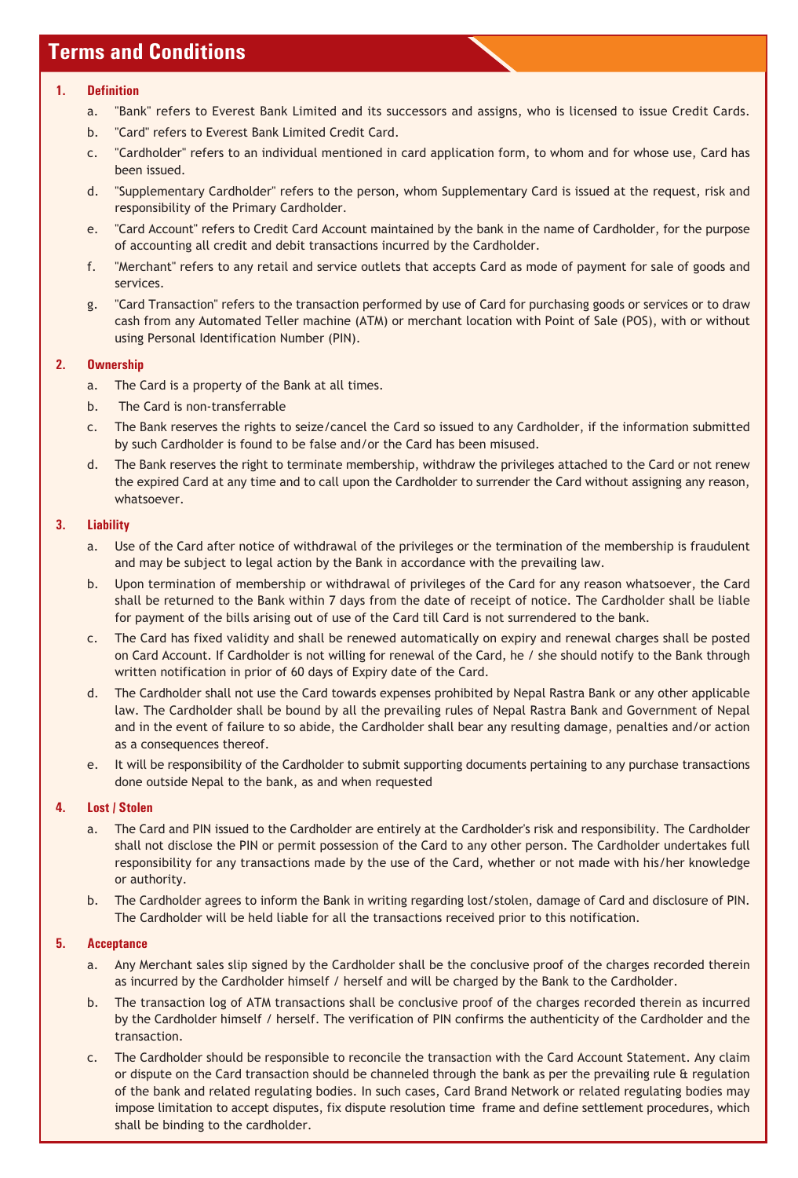# Terms and Conditions

**1. Definition**

a. "Bank" refers to Everest Bank Limited and its successors and assigns, who is licensed to issue Credit Cards.

b. "Card" refers to Everest Bank Limited Credit Card.

c. "Cardholder" refers to an individual mentioned in card application form, to whom and for whose use, Card has been issued.

d. "Supplementary Cardholder" refers to the person, whom Supplementary Card is issued at the request, risk and responsibility of the Primary Cardholder.

e. "Card Account" refers to Credit Card Account maintained by the bank in the name of Cardholder, for the purpose of accounting all credit and debit transactions incurred by the Cardholder.

f. "Merchant" refers to any retail and service outlets that accepts Card as mode of payment for sale of goods and services.

g. "Card Transaction" refers to the transaction performed by use of Card for purchasing goods or services or to draw cash from any Automated Teller machine (ATM) or merchant location with Point of Sale (POS), with or without using Personal Identification Number (PIN).

**2. Ownership**

a. The Card is a property of the Bank at all times.

b. The Card is non-transferrable

c. The Bank reserves the rights to seize/cancel the Card so issued to any Cardholder, if the information submitted by such Cardholder is found to be false and/or the Card has been misused.

d. The Bank reserves the right to terminate membership, withdraw the privileges attached to the Card or not renew the expired Card at any time and to call upon the Cardholder to surrender the Card without assigning any reason, whatsoever.

**3. Liability**

a. Use of the Card after notice of withdrawal of the privileges or the termination of the membership is fraudulent and may be subject to legal action by the Bank in accordance with the prevailing law.

b. Upon termination of membership or withdrawal of privileges of the Card for any reason whatsoever, the Card shall be returned to the Bank within 7 days from the date of receipt of notice. The Cardholder shall be liable for payment of the bills arising out of use of the Card till Card is not surrendered to the bank.

c. The Card has fixed validity and shall be renewed automatically on expiry and renewal charges shall be posted on Card Account. If Cardholder is not willing for renewal of the Card, he / she should notify to the Bank through written notification in prior of 60 days of Expiry date of the Card.

d. The Cardholder shall not use the Card towards expenses prohibited by Nepal Rastra Bank or any other applicable law. The Cardholder shall be bound by all the prevailing rules of Nepal Rastra Bank and Government of Nepal and in the event of failure to so abide, the Cardholder shall bear any resulting damage, penalties and/or action as a consequences thereof.

e. It will be responsibility of the Cardholder to submit supporting documents pertaining to any purchase transactions done outside Nepal to the bank, as and when requested

**4. Lost / Stolen**

a. The Card and PIN issued to the Cardholder are entirely at the Cardholder's risk and responsibility. The Cardholder shall not disclose the PIN or permit possession of the Card to any other person. The Cardholder undertakes full responsibility for any transactions made by the use of the Card, whether or not made with his/her knowledge or authority.

b. The Cardholder agrees to inform the Bank in writing regarding lost/stolen, damage of Card and disclosure of PIN. The Cardholder will be held liable for all the transactions received prior to this notification.

**5. Acceptance**

a. Any Merchant sales slip signed by the Cardholder shall be the conclusive proof of the charges recorded therein as incurred by the Cardholder himself / herself and will be charged by the Bank to the Cardholder.

b. The transaction log of ATM transactions shall be conclusive proof of the charges recorded therein as incurred by the Cardholder himself / herself. The verification of PIN confirms the authenticity of the Cardholder and the transaction.

c. The Cardholder should be responsible to reconcile the transaction with the Card Account Statement. Any claim or dispute on the Card transaction should be channeled through the bank as per the prevailing rule & regulation of the bank and related regulating bodies. In such cases, Card Brand Network or related regulating bodies may impose limitation to accept disputes, fix dispute resolution time frame and define settlement procedures, which shall be binding to the cardholder.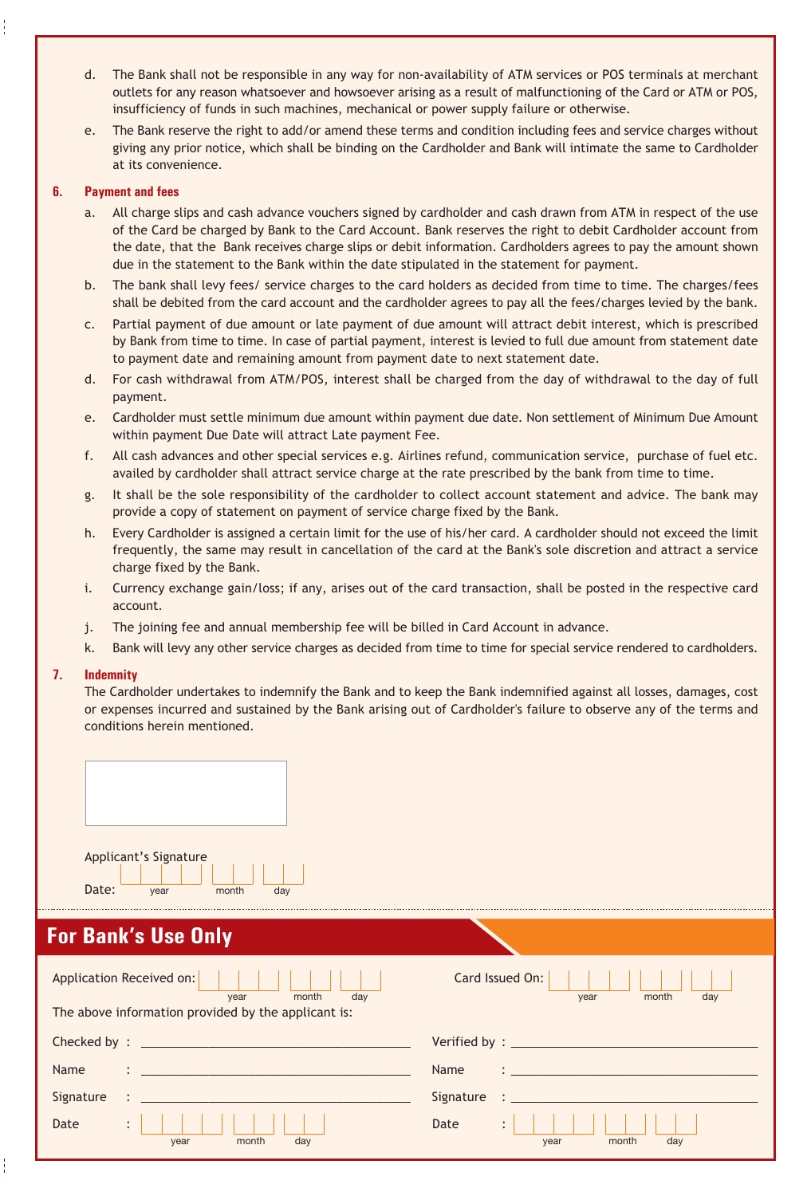d. The Bank shall not be responsible in any way for non-availability of ATM services or POS terminals at merchant outlets for any reason whatsoever and howsoever arising as a result of malfunctioning of the Card or ATM or POS, insufficiency of funds in such machines, mechanical or power supply failure or otherwise.

e. The Bank reserve the right to add/or amend these terms and condition including fees and service charges without giving any prior notice, which shall be binding on the Cardholder and Bank will intimate the same to Cardholder at its convenience.

### 6. Payment and fees

a. All charge slips and cash advance vouchers signed by cardholder and cash drawn from ATM in respect of the use of the Card be charged by Bank to the Card Account. Bank reserves the right to debit Cardholder account from the date, that the Bank receives charge slips or debit information. Cardholders agrees to pay the amount shown due in the statement to the Bank within the date stipulated in the statement for payment.

b. The bank shall levy fees/ service charges to the card holders as decided from time to time. The charges/fees shall be debited from the card account and the cardholder agrees to pay all the fees/charges levied by the bank.

c. Partial payment of due amount or late payment of due amount will attract debit interest, which is prescribed by Bank from time to time. In case of partial payment, interest is levied to full due amount from statement date to payment date and remaining amount from payment date to next statement date.

d. For cash withdrawal from ATM/POS, interest shall be charged from the day of withdrawal to the day of full payment.

e. Cardholder must settle minimum due amount within payment due date. Non settlement of Minimum Due Amount within payment Due Date will attract Late payment Fee.

f. All cash advances and other special services e.g. Airlines refund, communication service, purchase of fuel etc. availed by cardholder shall attract service charge at the rate prescribed by the bank from time to time.

g. It shall be the sole responsibility of the cardholder to collect account statement and advice. The bank may provide a copy of statement on payment of service charge fixed by the Bank.

h. Every Cardholder is assigned a certain limit for the use of his/her card. A cardholder should not exceed the limit frequently, the same may result in cancellation of the card at the Bank's sole discretion and attract a service charge fixed by the Bank.

i. Currency exchange gain/loss; if any, arises out of the card transaction, shall be posted in the respective card account.

j. The joining fee and annual membership fee will be billed in Card Account in advance.

k. Bank will levy any other service charges as decided from time to time for special service rendered to cardholders.

### 7. Indemnity

The Cardholder undertakes to indemnify the Bank and to keep the Bank indemnified against all losses, damages, cost or expenses incurred and sustained by the Bank arising out of Cardholder's failure to observe any of the terms and conditions herein mentioned.

Applicant's Signature

Date: ____ year __ month __ day

## For Bank's Use Only

Application Received on: ____ year __ month __ day

Card Issued On: ____ year __ month __ day

The above information provided by the applicant is:

| | |
|---|---|
| Checked by : ______________ | Verified by : ______________ |
| Name : ______________ | Name : ______________ |
| Signature : ______________ | Signature : ______________ |
| Date : ____ year __ month __ day | Date : ____ year __ month __ day |